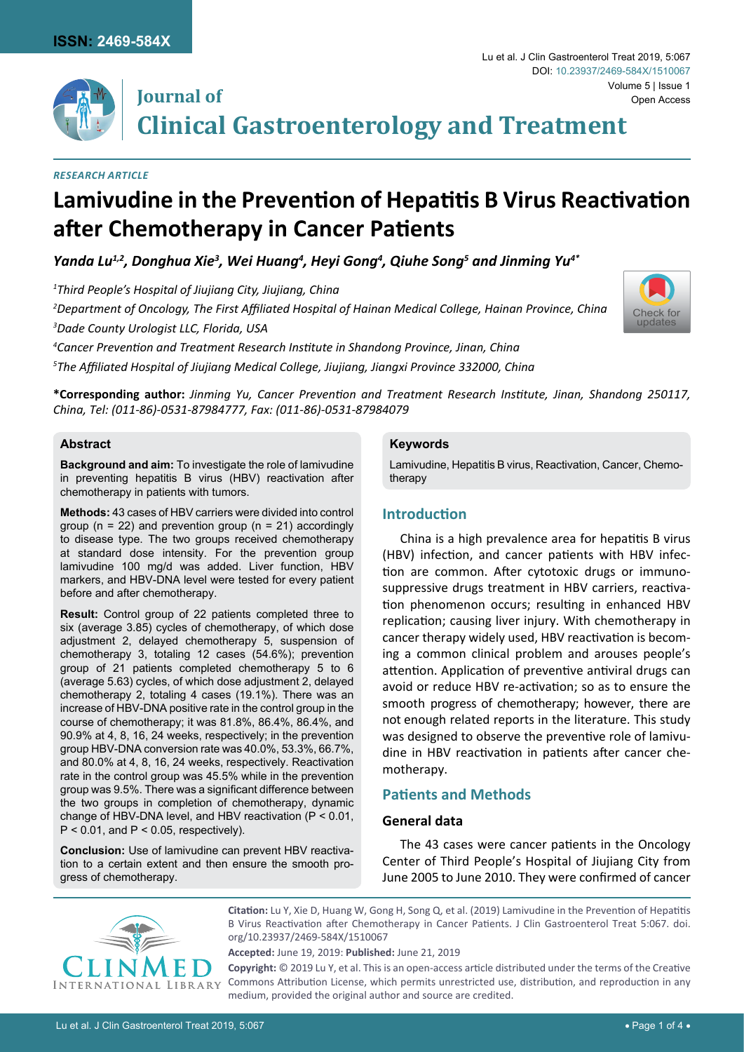RESEARCH ARTICLE

# Lamivudine in the Prevention of Hepatitis B Virus Reactivation after Chemotherapy in Cancer Patients

*Yanda Lu[1,2], Donghua Xie[3], Wei Huang[4], Heyi Gong[4], Qiuhe Song[5] and Jinming Yu[4*]*

[1]Third People's Hospital of Jiujiang City, Jiujiang, China

[2]Department of Oncology, The First Affiliated Hospital of Hainan Medical College, Hainan Province, China

[3]Dade County Urologist LLC, Florida, USA

[4]Cancer Prevention and Treatment Research Institute in Shandong Province, Jinan, China

[5]The Affiliated Hospital of Jiujiang Medical College, Jiujiang, Jiangxi Province 332000, China

**\*Corresponding author:** *Jinming Yu, Cancer Prevention and Treatment Research Institute, Jinan, Shandong 250117, China, Tel: (011-86)-0531-87984777, Fax: (011-86)-0531-87984079*

## Abstract

**Background and aim:** To investigate the role of lamivudine in preventing hepatitis B virus (HBV) reactivation after chemotherapy in patients with tumors.

**Methods:** 43 cases of HBV carriers were divided into control group (n = 22) and prevention group (n = 21) accordingly to disease type. The two groups received chemotherapy at standard dose intensity. For the prevention group lamivudine 100 mg/d was added. Liver function, HBV markers, and HBV-DNA level were tested for every patient before and after chemotherapy.

**Result:** Control group of 22 patients completed three to six (average 3.85) cycles of chemotherapy, of which dose adjustment 2, delayed chemotherapy 5, suspension of chemotherapy 3, totaling 12 cases (54.6%); prevention group of 21 patients completed chemotherapy 5 to 6 (average 5.63) cycles, of which dose adjustment 2, delayed chemotherapy 2, totaling 4 cases (19.1%). There was an increase of HBV-DNA positive rate in the control group in the course of chemotherapy; it was 81.8%, 86.4%, 86.4%, and 90.9% at 4, 8, 16, 24 weeks, respectively; in the prevention group HBV-DNA conversion rate was 40.0%, 53.3%, 66.7%, and 80.0% at 4, 8, 16, 24 weeks, respectively. Reactivation rate in the control group was 45.5% while in the prevention group was 9.5%. There was a significant difference between the two groups in completion of chemotherapy, dynamic change of HBV-DNA level, and HBV reactivation ($P < 0.01$, $P < 0.01$, and $P < 0.05$, respectively).

**Conclusion:** Use of lamivudine can prevent HBV reactivation to a certain extent and then ensure the smooth progress of chemotherapy.

## Keywords

Lamivudine, Hepatitis B virus, Reactivation, Cancer, Chemotherapy

## Introduction

China is a high prevalence area for hepatitis B virus (HBV) infection, and cancer patients with HBV infection are common. After cytotoxic drugs or immunosuppressive drugs treatment in HBV carriers, reactivation phenomenon occurs; resulting in enhanced HBV replication; causing liver injury. With chemotherapy in cancer therapy widely used, HBV reactivation is becoming a common clinical problem and arouses people's attention. Application of preventive antiviral drugs can avoid or reduce HBV re-activation; so as to ensure the smooth progress of chemotherapy; however, there are not enough related reports in the literature. This study was designed to observe the preventive role of lamivudine in HBV reactivation in patients after cancer chemotherapy.

## Patients and Methods

### General data

The 43 cases were cancer patients in the Oncology Center of Third People's Hospital of Jiujiang City from June 2005 to June 2010. They were confirmed of cancer

**Citation:** Lu Y, Xie D, Huang W, Gong H, Song Q, et al. (2019) Lamivudine in the Prevention of Hepatitis B Virus Reactivation after Chemotherapy in Cancer Patients. J Clin Gastroenterol Treat 5:067. doi.org/10.23937/2469-584X/1510067

**Accepted:** June 19, 2019: **Published:** June 21, 2019

**Copyright:** © 2019 Lu Y, et al. This is an open-access article distributed under the terms of the Creative Commons Attribution License, which permits unrestricted use, distribution, and reproduction in any medium, provided the original author and source are credited.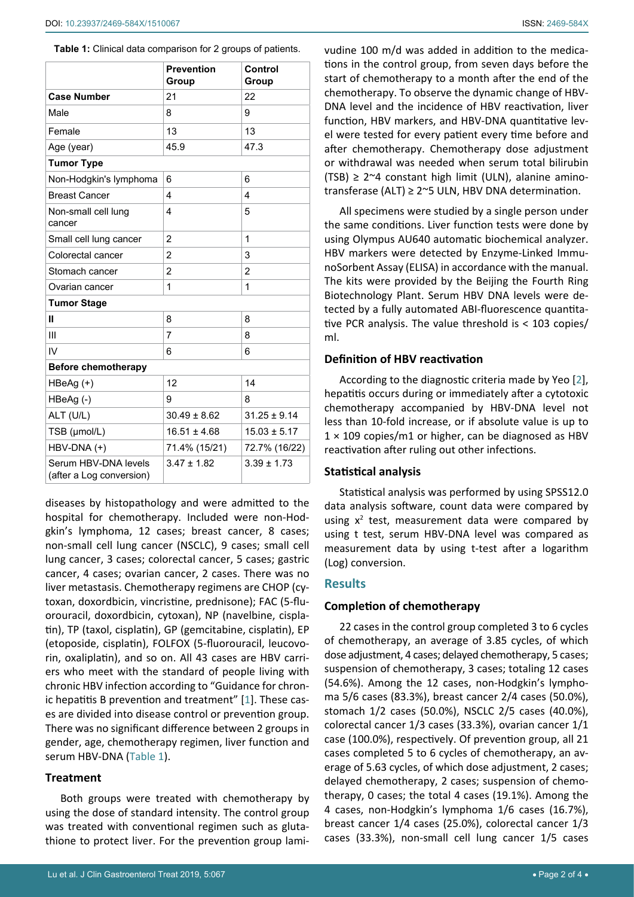**Table 1:** Clinical data comparison for 2 groups of patients.

| | Prevention Group | Control Group |
|---|---|---|
| **Case Number** | 21 | 22 |
| Male | 8 | 9 |
| Female | 13 | 13 |
| Age (year) | 45.9 | 47.3 |
| **Tumor Type** | | |
| Non-Hodgkin's lymphoma | 6 | 6 |
| Breast Cancer | 4 | 4 |
| Non-small cell lung cancer | 4 | 5 |
| Small cell lung cancer | 2 | 1 |
| Colorectal cancer | 2 | 3 |
| Stomach cancer | 2 | 2 |
| Ovarian cancer | 1 | 1 |
| **Tumor Stage** | | |
| **II** | 8 | 8 |
| III | 7 | 8 |
| IV | 6 | 6 |
| **Before chemotherapy** | | |
| HBeAg (+) | 12 | 14 |
| HBeAg (-) | 9 | 8 |
| ALT (U/L) | 30.49 ± 8.62 | 31.25 ± 9.14 |
| TSB (μmol/L) | 16.51 ± 4.68 | 15.03 ± 5.17 |
| HBV-DNA (+) | 71.4% (15/21) | 72.7% (16/22) |
| Serum HBV-DNA levels (after a Log conversion) | 3.47 ± 1.82 | 3.39 ± 1.73 |

diseases by histopathology and were admitted to the hospital for chemotherapy. Included were non-Hodgkin's lymphoma, 12 cases; breast cancer, 8 cases; non-small cell lung cancer (NSCLC), 9 cases; small cell lung cancer, 3 cases; colorectal cancer, 5 cases; gastric cancer, 4 cases; ovarian cancer, 2 cases. There was no liver metastasis. Chemotherapy regimens are CHOP (cytoxan, doxordbicin, vincristine, prednisone); FAC (5-fluorouracil, doxordbicin, cytoxan), NP (navelbine, cisplatin), TP (taxol, cisplatin), GP (gemcitabine, cisplatin), EP (etoposide, cisplatin), FOLFOX (5-fluorouracil, leucovorin, oxaliplatin), and so on. All 43 cases are HBV carriers who meet with the standard of people living with chronic HBV infection according to "Guidance for chronic hepatitis B prevention and treatment" [1]. These cases are divided into disease control or prevention group. There was no significant difference between 2 groups in gender, age, chemotherapy regimen, liver function and serum HBV-DNA (Table 1).

### Treatment

Both groups were treated with chemotherapy by using the dose of standard intensity. The control group was treated with conventional regimen such as glutathione to protect liver. For the prevention group lamivudine 100 m/d was added in addition to the medications in the control group, from seven days before the start of chemotherapy to a month after the end of the chemotherapy. To observe the dynamic change of HBV-DNA level and the incidence of HBV reactivation, liver function, HBV markers, and HBV-DNA quantitative level were tested for every patient every time before and after chemotherapy. Chemotherapy dose adjustment or withdrawal was needed when serum total bilirubin (TSB) ≥ 2~4 constant high limit (ULN), alanine aminotransferase (ALT) ≥ 2~5 ULN, HBV DNA determination.

All specimens were studied by a single person under the same conditions. Liver function tests were done by using Olympus AU640 automatic biochemical analyzer. HBV markers were detected by Enzyme-Linked ImmunoSorbent Assay (ELISA) in accordance with the manual. The kits were provided by the Beijing the Fourth Ring Biotechnology Plant. Serum HBV DNA levels were detected by a fully automated ABI-fluorescence quantitative PCR analysis. The value threshold is < 103 copies/ml.

### Definition of HBV reactivation

According to the diagnostic criteria made by Yeo [2], hepatitis occurs during or immediately after a cytotoxic chemotherapy accompanied by HBV-DNA level not less than 10-fold increase, or if absolute value is up to 1 × 109 copies/m1 or higher, can be diagnosed as HBV reactivation after ruling out other infections.

### Statistical analysis

Statistical analysis was performed by using SPSS12.0 data analysis software, count data were compared by using $x^2$ test, measurement data were compared by using t test, serum HBV-DNA level was compared as measurement data by using t-test after a logarithm (Log) conversion.

## Results

### Completion of chemotherapy

22 cases in the control group completed 3 to 6 cycles of chemotherapy, an average of 3.85 cycles, of which dose adjustment, 4 cases; delayed chemotherapy, 5 cases; suspension of chemotherapy, 3 cases; totaling 12 cases (54.6%). Among the 12 cases, non-Hodgkin's lymphoma 5/6 cases (83.3%), breast cancer 2/4 cases (50.0%), stomach 1/2 cases (50.0%), NSCLC 2/5 cases (40.0%), colorectal cancer 1/3 cases (33.3%), ovarian cancer 1/1 case (100.0%), respectively. Of prevention group, all 21 cases completed 5 to 6 cycles of chemotherapy, an average of 5.63 cycles, of which dose adjustment, 2 cases; delayed chemotherapy, 2 cases; suspension of chemotherapy, 0 cases; the total 4 cases (19.1%). Among the 4 cases, non-Hodgkin's lymphoma 1/6 cases (16.7%), breast cancer 1/4 cases (25.0%), colorectal cancer 1/3 cases (33.3%), non-small cell lung cancer 1/5 cases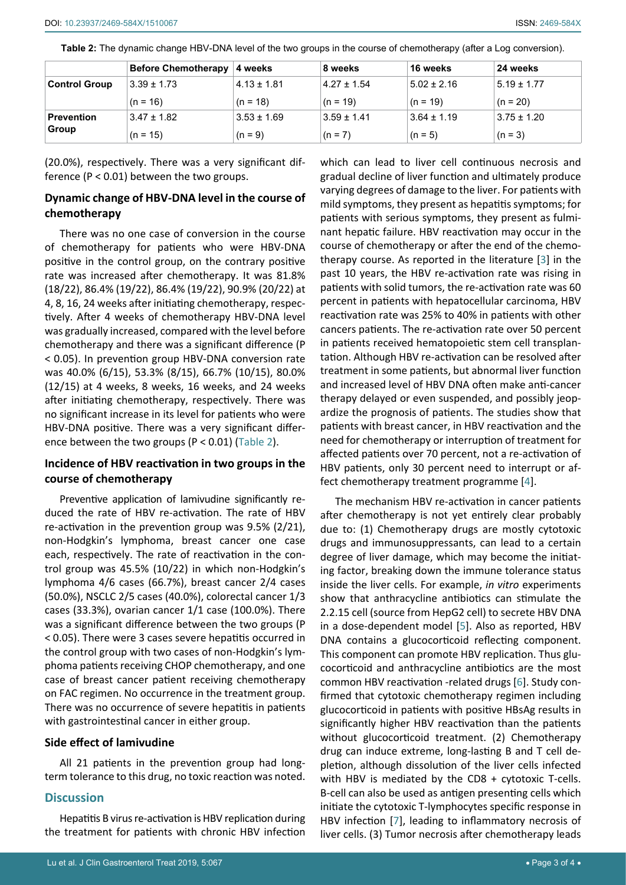**Table 2:** The dynamic change HBV-DNA level of the two groups in the course of chemotherapy (after a Log conversion).

| | Before Chemotherapy | 4 weeks | 8 weeks | 16 weeks | 24 weeks |
|---|---|---|---|---|---|
| **Control Group** | 3.39 ± 1.73 (n = 16) | 4.13 ± 1.81 (n = 18) | 4.27 ± 1.54 (n = 19) | 5.02 ± 2.16 (n = 19) | 5.19 ± 1.77 (n = 20) |
| **Prevention Group** | 3.47 ± 1.82 (n = 15) | 3.53 ± 1.69 (n = 9) | 3.59 ± 1.41 (n = 7) | 3.64 ± 1.19 (n = 5) | 3.75 ± 1.20 (n = 3) |

(20.0%), respectively. There was a very significant difference ($P < 0.01$) between the two groups.

### Dynamic change of HBV-DNA level in the course of chemotherapy

There was no one case of conversion in the course of chemotherapy for patients who were HBV-DNA positive in the control group, on the contrary positive rate was increased after chemotherapy. It was 81.8% (18/22), 86.4% (19/22), 86.4% (19/22), 90.9% (20/22) at 4, 8, 16, 24 weeks after initiating chemotherapy, respectively. After 4 weeks of chemotherapy HBV-DNA level was gradually increased, compared with the level before chemotherapy and there was a significant difference ($P < 0.05$). In prevention group HBV-DNA conversion rate was 40.0% (6/15), 53.3% (8/15), 66.7% (10/15), 80.0% (12/15) at 4 weeks, 8 weeks, 16 weeks, and 24 weeks after initiating chemotherapy, respectively. There was no significant increase in its level for patients who were HBV-DNA positive. There was a very significant difference between the two groups ($P < 0.01$) (Table 2).

### Incidence of HBV reactivation in two groups in the course of chemotherapy

Preventive application of lamivudine significantly reduced the rate of HBV re-activation. The rate of HBV re-activation in the prevention group was 9.5% (2/21), non-Hodgkin's lymphoma, breast cancer one case each, respectively. The rate of reactivation in the control group was 45.5% (10/22) in which non-Hodgkin's lymphoma 4/6 cases (66.7%), breast cancer 2/4 cases (50.0%), NSCLC 2/5 cases (40.0%), colorectal cancer 1/3 cases (33.3%), ovarian cancer 1/1 case (100.0%). There was a significant difference between the two groups ($P < 0.05$). There were 3 cases severe hepatitis occurred in the control group with two cases of non-Hodgkin's lymphoma patients receiving CHOP chemotherapy, and one case of breast cancer patient receiving chemotherapy on FAC regimen. No occurrence in the treatment group. There was no occurrence of severe hepatitis in patients with gastrointestinal cancer in either group.

### Side effect of lamivudine

All 21 patients in the prevention group had long-term tolerance to this drug, no toxic reaction was noted.

## Discussion

Hepatitis B virus re-activation is HBV replication during the treatment for patients with chronic HBV infection which can lead to liver cell continuous necrosis and gradual decline of liver function and ultimately produce varying degrees of damage to the liver. For patients with mild symptoms, they present as hepatitis symptoms; for patients with serious symptoms, they present as fulminant hepatic failure. HBV reactivation may occur in the course of chemotherapy or after the end of the chemotherapy course. As reported in the literature [3] in the past 10 years, the HBV re-activation rate was rising in patients with solid tumors, the re-activation rate was 60 percent in patients with hepatocellular carcinoma, HBV reactivation rate was 25% to 40% in patients with other cancers patients. The re-activation rate over 50 percent in patients received hematopoietic stem cell transplantation. Although HBV re-activation can be resolved after treatment in some patients, but abnormal liver function and increased level of HBV DNA often make anti-cancer therapy delayed or even suspended, and possibly jeopardize the prognosis of patients. The studies show that patients with breast cancer, in HBV reactivation and the need for chemotherapy or interruption of treatment for affected patients over 70 percent, not a re-activation of HBV patients, only 30 percent need to interrupt or affect chemotherapy treatment programme [4].

The mechanism HBV re-activation in cancer patients after chemotherapy is not yet entirely clear probably due to: (1) Chemotherapy drugs are mostly cytotoxic drugs and immunosuppressants, can lead to a certain degree of liver damage, which may become the initiating factor, breaking down the immune tolerance status inside the liver cells. For example, *in vitro* experiments show that anthracycline antibiotics can stimulate the 2.2.15 cell (source from HepG2 cell) to secrete HBV DNA in a dose-dependent model [5]. Also as reported, HBV DNA contains a glucocorticoid reflecting component. This component can promote HBV replication. Thus glucocorticoid and anthracycline antibiotics are the most common HBV reactivation -related drugs [6]. Study confirmed that cytotoxic chemotherapy regimen including glucocorticoid in patients with positive HBsAg results in significantly higher HBV reactivation than the patients without glucocorticoid treatment. (2) Chemotherapy drug can induce extreme, long-lasting B and T cell depletion, although dissolution of the liver cells infected with HBV is mediated by the CD8 + cytotoxic T-cells. B-cell can also be used as antigen presenting cells which initiate the cytotoxic T-lymphocytes specific response in HBV infection [7], leading to inflammatory necrosis of liver cells. (3) Tumor necrosis after chemotherapy leads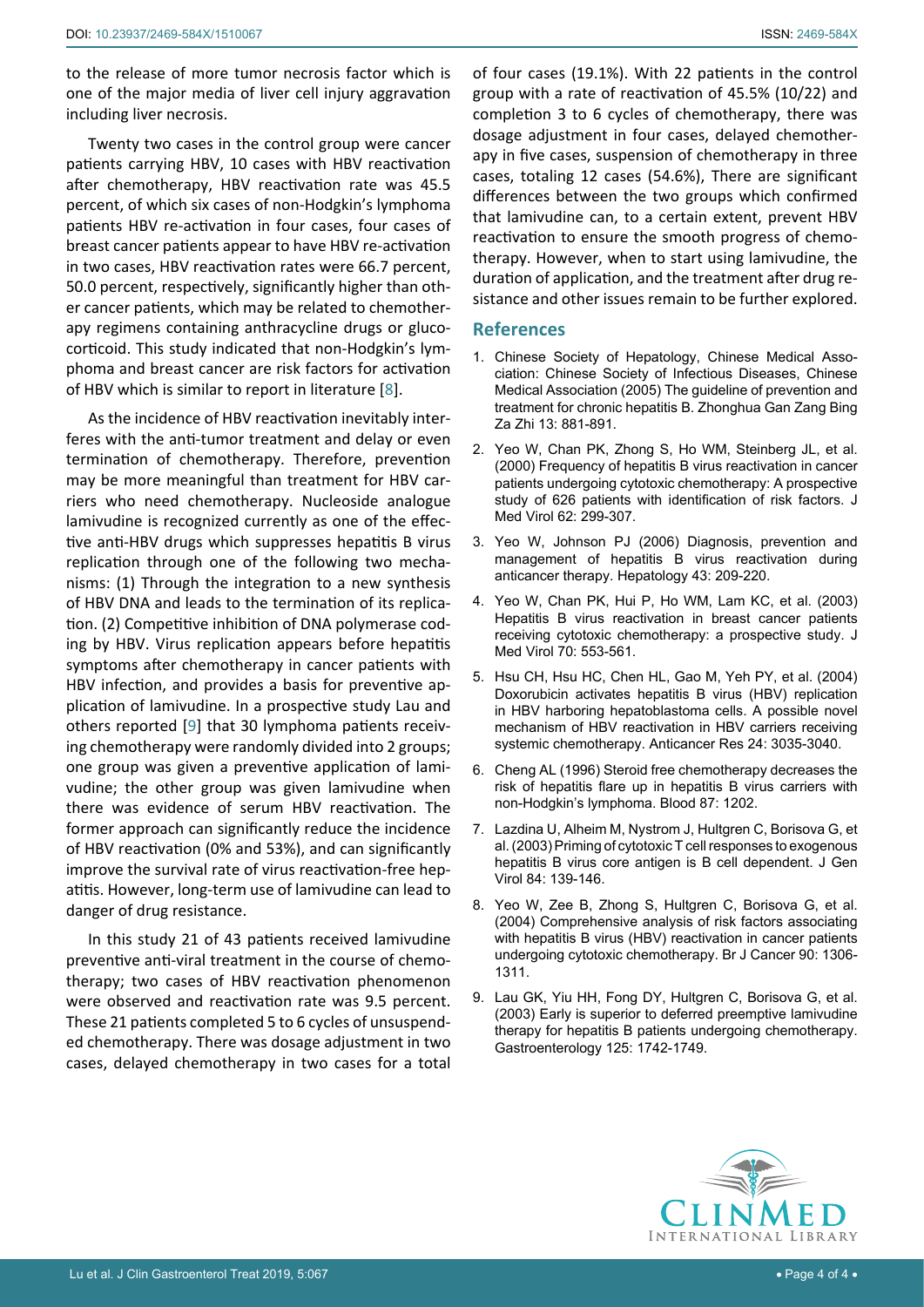to the release of more tumor necrosis factor which is one of the major media of liver cell injury aggravation including liver necrosis.

Twenty two cases in the control group were cancer patients carrying HBV, 10 cases with HBV reactivation after chemotherapy, HBV reactivation rate was 45.5 percent, of which six cases of non-Hodgkin's lymphoma patients HBV re-activation in four cases, four cases of breast cancer patients appear to have HBV re-activation in two cases, HBV reactivation rates were 66.7 percent, 50.0 percent, respectively, significantly higher than other cancer patients, which may be related to chemotherapy regimens containing anthracycline drugs or glucocorticoid. This study indicated that non-Hodgkin's lymphoma and breast cancer are risk factors for activation of HBV which is similar to report in literature [8].

As the incidence of HBV reactivation inevitably interferes with the anti-tumor treatment and delay or even termination of chemotherapy. Therefore, prevention may be more meaningful than treatment for HBV carriers who need chemotherapy. Nucleoside analogue lamivudine is recognized currently as one of the effective anti-HBV drugs which suppresses hepatitis B virus replication through one of the following two mechanisms: (1) Through the integration to a new synthesis of HBV DNA and leads to the termination of its replication. (2) Competitive inhibition of DNA polymerase coding by HBV. Virus replication appears before hepatitis symptoms after chemotherapy in cancer patients with HBV infection, and provides a basis for preventive application of lamivudine. In a prospective study Lau and others reported [9] that 30 lymphoma patients receiving chemotherapy were randomly divided into 2 groups; one group was given a preventive application of lamivudine; the other group was given lamivudine when there was evidence of serum HBV reactivation. The former approach can significantly reduce the incidence of HBV reactivation (0% and 53%), and can significantly improve the survival rate of virus reactivation-free hepatitis. However, long-term use of lamivudine can lead to danger of drug resistance.

In this study 21 of 43 patients received lamivudine preventive anti-viral treatment in the course of chemotherapy; two cases of HBV reactivation phenomenon were observed and reactivation rate was 9.5 percent. These 21 patients completed 5 to 6 cycles of unsuspended chemotherapy. There was dosage adjustment in two cases, delayed chemotherapy in two cases for a total of four cases (19.1%). With 22 patients in the control group with a rate of reactivation of 45.5% (10/22) and completion 3 to 6 cycles of chemotherapy, there was dosage adjustment in four cases, delayed chemotherapy in five cases, suspension of chemotherapy in three cases, totaling 12 cases (54.6%), There are significant differences between the two groups which confirmed that lamivudine can, to a certain extent, prevent HBV reactivation to ensure the smooth progress of chemotherapy. However, when to start using lamivudine, the duration of application, and the treatment after drug resistance and other issues remain to be further explored.

## References

1. Chinese Society of Hepatology, Chinese Medical Association: Chinese Society of Infectious Diseases, Chinese Medical Association (2005) The guideline of prevention and treatment for chronic hepatitis B. Zhonghua Gan Zang Bing Za Zhi 13: 881-891.
2. Yeo W, Chan PK, Zhong S, Ho WM, Steinberg JL, et al. (2000) Frequency of hepatitis B virus reactivation in cancer patients undergoing cytotoxic chemotherapy: A prospective study of 626 patients with identification of risk factors. J Med Virol 62: 299-307.
3. Yeo W, Johnson PJ (2006) Diagnosis, prevention and management of hepatitis B virus reactivation during anticancer therapy. Hepatology 43: 209-220.
4. Yeo W, Chan PK, Hui P, Ho WM, Lam KC, et al. (2003) Hepatitis B virus reactivation in breast cancer patients receiving cytotoxic chemotherapy: a prospective study. J Med Virol 70: 553-561.
5. Hsu CH, Hsu HC, Chen HL, Gao M, Yeh PY, et al. (2004) Doxorubicin activates hepatitis B virus (HBV) replication in HBV harboring hepatoblastoma cells. A possible novel mechanism of HBV reactivation in HBV carriers receiving systemic chemotherapy. Anticancer Res 24: 3035-3040.
6. Cheng AL (1996) Steroid free chemotherapy decreases the risk of hepatitis flare up in hepatitis B virus carriers with non-Hodgkin's lymphoma. Blood 87: 1202.
7. Lazdina U, Alheim M, Nystrom J, Hultgren C, Borisova G, et al. (2003) Priming of cytotoxic T cell responses to exogenous hepatitis B virus core antigen is B cell dependent. J Gen Virol 84: 139-146.
8. Yeo W, Zee B, Zhong S, Hultgren C, Borisova G, et al. (2004) Comprehensive analysis of risk factors associating with hepatitis B virus (HBV) reactivation in cancer patients undergoing cytotoxic chemotherapy. Br J Cancer 90: 1306-1311.
9. Lau GK, Yiu HH, Fong DY, Hultgren C, Borisova G, et al. (2003) Early is superior to deferred preemptive lamivudine therapy for hepatitis B patients undergoing chemotherapy. Gastroenterology 125: 1742-1749.